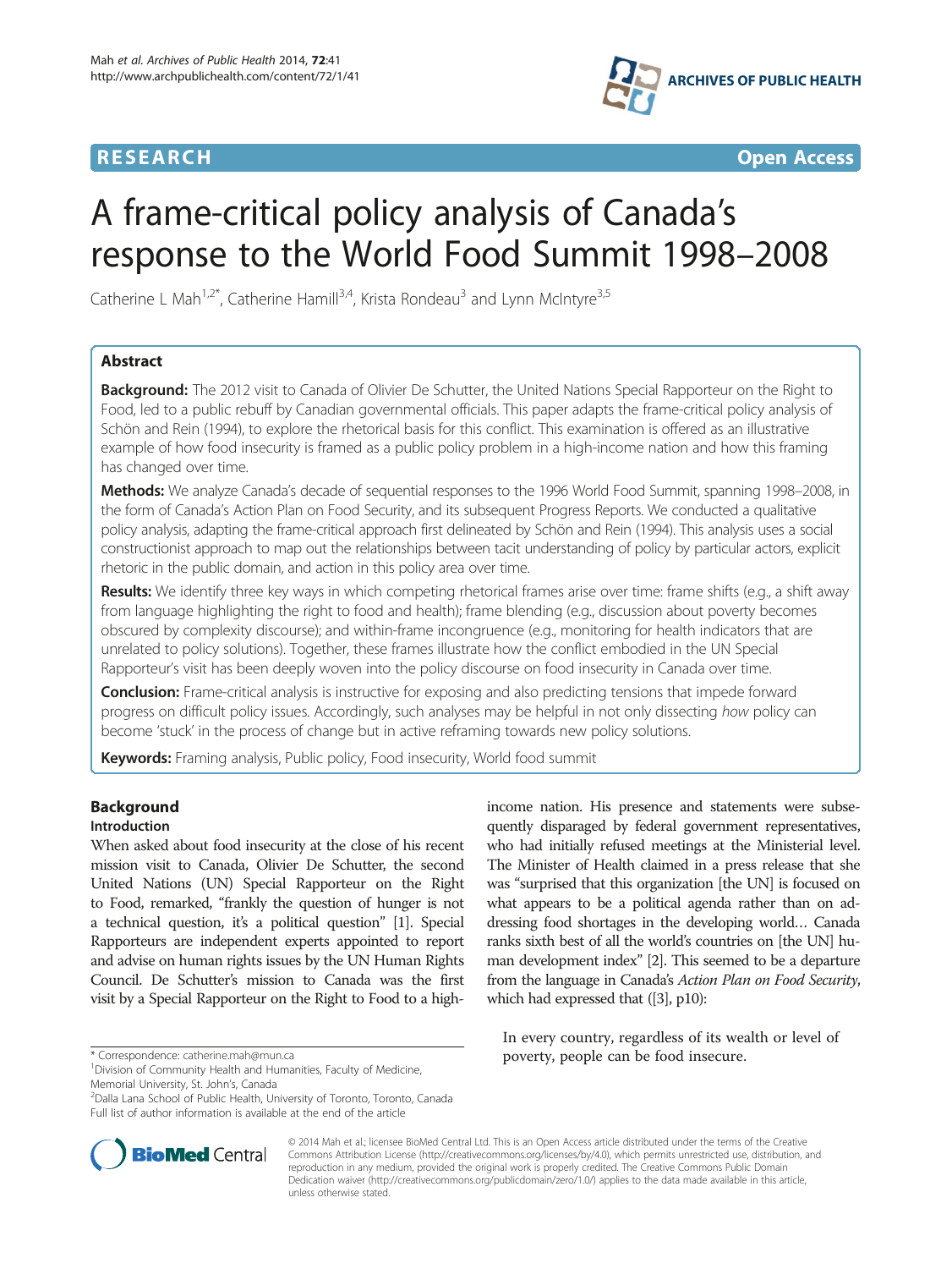RESEARCH Open Access

# A frame-critical policy analysis of Canada's response to the World Food Summit 1998–2008

Catherine L Mah[1,2*], Catherine Hamill[3,4], Krista Rondeau[3] and Lynn McIntyre[3,5]

## Abstract

**Background:** The 2012 visit to Canada of Olivier De Schutter, the United Nations Special Rapporteur on the Right to Food, led to a public rebuff by Canadian governmental officials. This paper adapts the frame-critical policy analysis of Schön and Rein (1994), to explore the rhetorical basis for this conflict. This examination is offered as an illustrative example of how food insecurity is framed as a public policy problem in a high-income nation and how this framing has changed over time.

**Methods:** We analyze Canada's decade of sequential responses to the 1996 World Food Summit, spanning 1998–2008, in the form of Canada's Action Plan on Food Security, and its subsequent Progress Reports. We conducted a qualitative policy analysis, adapting the frame-critical approach first delineated by Schön and Rein (1994). This analysis uses a social constructionist approach to map out the relationships between tacit understanding of policy by particular actors, explicit rhetoric in the public domain, and action in this policy area over time.

**Results:** We identify three key ways in which competing rhetorical frames arise over time: frame shifts (e.g., a shift away from language highlighting the right to food and health); frame blending (e.g., discussion about poverty becomes obscured by complexity discourse); and within-frame incongruence (e.g., monitoring for health indicators that are unrelated to policy solutions). Together, these frames illustrate how the conflict embodied in the UN Special Rapporteur's visit has been deeply woven into the policy discourse on food insecurity in Canada over time.

**Conclusion:** Frame-critical analysis is instructive for exposing and also predicting tensions that impede forward progress on difficult policy issues. Accordingly, such analyses may be helpful in not only dissecting *how* policy can become 'stuck' in the process of change but in active reframing towards new policy solutions.

**Keywords:** Framing analysis, Public policy, Food insecurity, World food summit

## Background

### Introduction

When asked about food insecurity at the close of his recent mission visit to Canada, Olivier De Schutter, the second United Nations (UN) Special Rapporteur on the Right to Food, remarked, "frankly the question of hunger is not a technical question, it's a political question" [1]. Special Rapporteurs are independent experts appointed to report and advise on human rights issues by the UN Human Rights Council. De Schutter's mission to Canada was the first visit by a Special Rapporteur on the Right to Food to a high-income nation. His presence and statements were subsequently disparaged by federal government representatives, who had initially refused meetings at the Ministerial level. The Minister of Health claimed in a press release that she was "surprised that this organization [the UN] is focused on what appears to be a political agenda rather than on addressing food shortages in the developing world… Canada ranks sixth best of all the world's countries on [the UN] human development index" [2]. This seemed to be a departure from the language in Canada's *Action Plan on Food Security*, which had expressed that ([3], p10):

> In every country, regardless of its wealth or level of poverty, people can be food insecure.

\* Correspondence: catherine.mah@mun.ca
[1]Division of Community Health and Humanities, Faculty of Medicine, Memorial University, St. John's, Canada
[2]Dalla Lana School of Public Health, University of Toronto, Toronto, Canada
Full list of author information is available at the end of the article

© 2014 Mah et al.; licensee BioMed Central Ltd. This is an Open Access article distributed under the terms of the Creative Commons Attribution License (http://creativecommons.org/licenses/by/4.0), which permits unrestricted use, distribution, and reproduction in any medium, provided the original work is properly credited. The Creative Commons Public Domain Dedication waiver (http://creativecommons.org/publicdomain/zero/1.0/) applies to the data made available in this article, unless otherwise stated.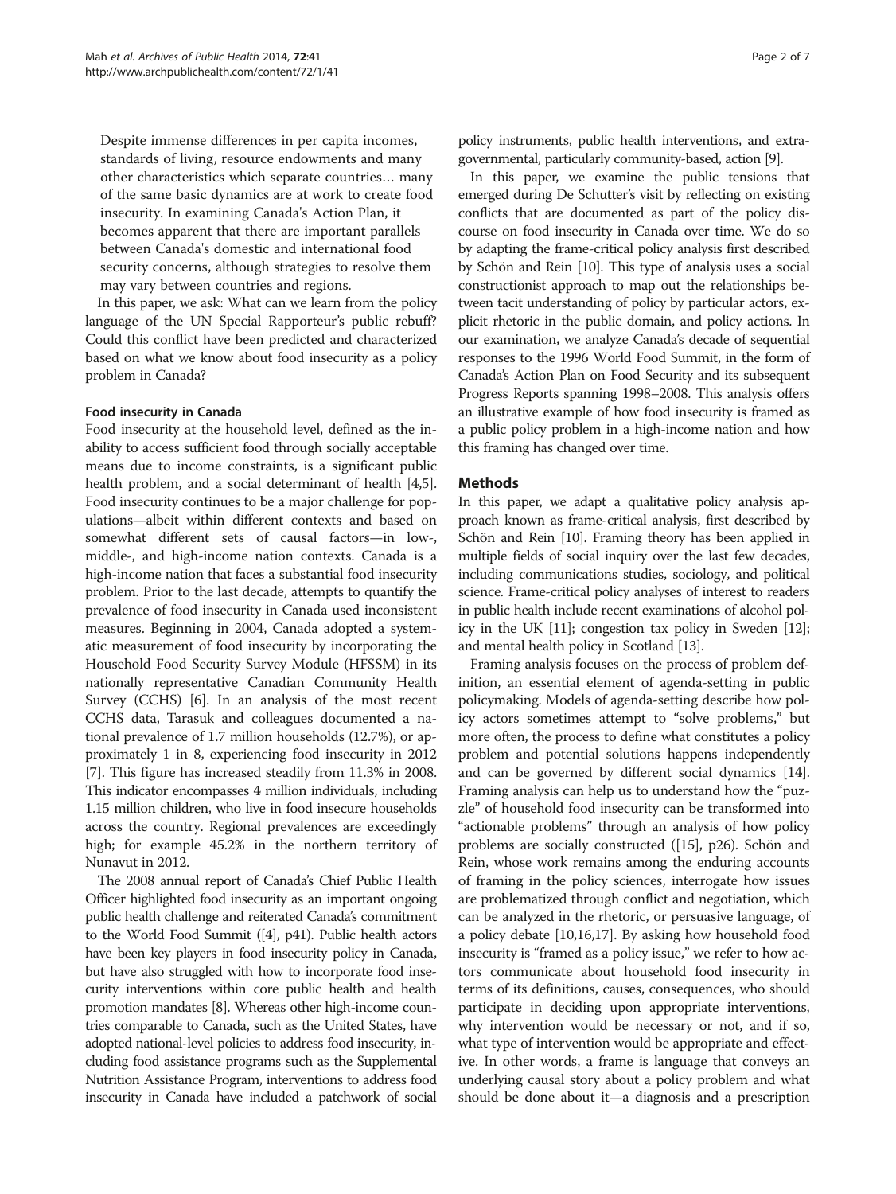> Despite immense differences in per capita incomes, standards of living, resource endowments and many other characteristics which separate countries… many of the same basic dynamics are at work to create food insecurity. In examining Canada's Action Plan, it becomes apparent that there are important parallels between Canada's domestic and international food security concerns, although strategies to resolve them may vary between countries and regions.

In this paper, we ask: What can we learn from the policy language of the UN Special Rapporteur's public rebuff? Could this conflict have been predicted and characterized based on what we know about food insecurity as a policy problem in Canada?

### Food insecurity in Canada

Food insecurity at the household level, defined as the inability to access sufficient food through socially acceptable means due to income constraints, is a significant public health problem, and a social determinant of health [4,5]. Food insecurity continues to be a major challenge for populations—albeit within different contexts and based on somewhat different sets of causal factors—in low-, middle-, and high-income nation contexts. Canada is a high-income nation that faces a substantial food insecurity problem. Prior to the last decade, attempts to quantify the prevalence of food insecurity in Canada used inconsistent measures. Beginning in 2004, Canada adopted a systematic measurement of food insecurity by incorporating the Household Food Security Survey Module (HFSSM) in its nationally representative Canadian Community Health Survey (CCHS) [6]. In an analysis of the most recent CCHS data, Tarasuk and colleagues documented a national prevalence of 1.7 million households (12.7%), or approximately 1 in 8, experiencing food insecurity in 2012 [7]. This figure has increased steadily from 11.3% in 2008. This indicator encompasses 4 million individuals, including 1.15 million children, who live in food insecure households across the country. Regional prevalences are exceedingly high; for example 45.2% in the northern territory of Nunavut in 2012.

The 2008 annual report of Canada's Chief Public Health Officer highlighted food insecurity as an important ongoing public health challenge and reiterated Canada's commitment to the World Food Summit ([4], p41). Public health actors have been key players in food insecurity policy in Canada, but have also struggled with how to incorporate food insecurity interventions within core public health and health promotion mandates [8]. Whereas other high-income countries comparable to Canada, such as the United States, have adopted national-level policies to address food insecurity, including food assistance programs such as the Supplemental Nutrition Assistance Program, interventions to address food insecurity in Canada have included a patchwork of social policy instruments, public health interventions, and extra-governmental, particularly community-based, action [9].

In this paper, we examine the public tensions that emerged during De Schutter's visit by reflecting on existing conflicts that are documented as part of the policy discourse on food insecurity in Canada over time. We do so by adapting the frame-critical policy analysis first described by Schön and Rein [10]. This type of analysis uses a social constructionist approach to map out the relationships between tacit understanding of policy by particular actors, explicit rhetoric in the public domain, and policy actions. In our examination, we analyze Canada's decade of sequential responses to the 1996 World Food Summit, in the form of Canada's Action Plan on Food Security and its subsequent Progress Reports spanning 1998–2008. This analysis offers an illustrative example of how food insecurity is framed as a public policy problem in a high-income nation and how this framing has changed over time.

## Methods

In this paper, we adapt a qualitative policy analysis approach known as frame-critical analysis, first described by Schön and Rein [10]. Framing theory has been applied in multiple fields of social inquiry over the last few decades, including communications studies, sociology, and political science. Frame-critical policy analyses of interest to readers in public health include recent examinations of alcohol policy in the UK [11]; congestion tax policy in Sweden [12]; and mental health policy in Scotland [13].

Framing analysis focuses on the process of problem definition, an essential element of agenda-setting in public policymaking. Models of agenda-setting describe how policy actors sometimes attempt to "solve problems," but more often, the process to define what constitutes a policy problem and potential solutions happens independently and can be governed by different social dynamics [14]. Framing analysis can help us to understand how the "puzzle" of household food insecurity can be transformed into "actionable problems" through an analysis of how policy problems are socially constructed ([15], p26). Schön and Rein, whose work remains among the enduring accounts of framing in the policy sciences, interrogate how issues are problematized through conflict and negotiation, which can be analyzed in the rhetoric, or persuasive language, of a policy debate [10,16,17]. By asking how household food insecurity is "framed as a policy issue," we refer to how actors communicate about household food insecurity in terms of its definitions, causes, consequences, who should participate in deciding upon appropriate interventions, why intervention would be necessary or not, and if so, what type of intervention would be appropriate and effective. In other words, a frame is language that conveys an underlying causal story about a policy problem and what should be done about it—a diagnosis and a prescription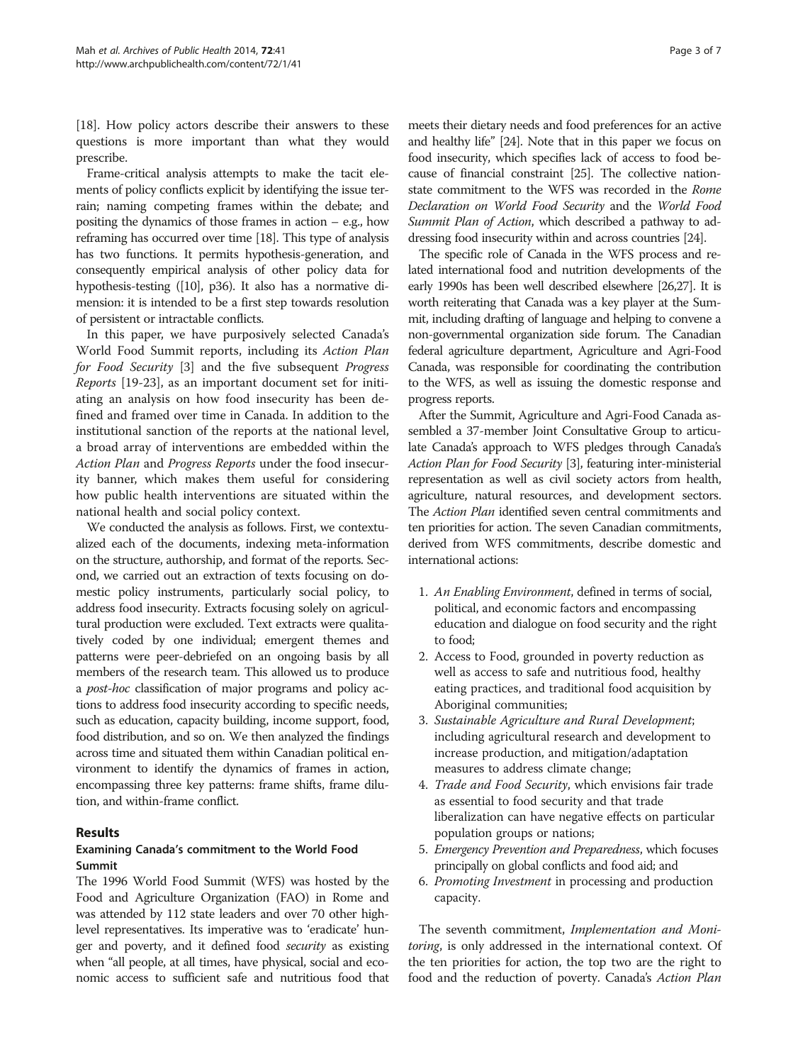[18]. How policy actors describe their answers to these questions is more important than what they would prescribe.

Frame-critical analysis attempts to make the tacit elements of policy conflicts explicit by identifying the issue terrain; naming competing frames within the debate; and positing the dynamics of those frames in action – e.g., how reframing has occurred over time [18]. This type of analysis has two functions. It permits hypothesis-generation, and consequently empirical analysis of other policy data for hypothesis-testing ([10], p36). It also has a normative dimension: it is intended to be a first step towards resolution of persistent or intractable conflicts.

In this paper, we have purposively selected Canada's World Food Summit reports, including its *Action Plan for Food Security* [3] and the five subsequent *Progress Reports* [19-23], as an important document set for initiating an analysis on how food insecurity has been defined and framed over time in Canada. In addition to the institutional sanction of the reports at the national level, a broad array of interventions are embedded within the *Action Plan* and *Progress Reports* under the food insecurity banner, which makes them useful for considering how public health interventions are situated within the national health and social policy context.

We conducted the analysis as follows. First, we contextualized each of the documents, indexing meta-information on the structure, authorship, and format of the reports. Second, we carried out an extraction of texts focusing on domestic policy instruments, particularly social policy, to address food insecurity. Extracts focusing solely on agricultural production were excluded. Text extracts were qualitatively coded by one individual; emergent themes and patterns were peer-debriefed on an ongoing basis by all members of the research team. This allowed us to produce a *post-hoc* classification of major programs and policy actions to address food insecurity according to specific needs, such as education, capacity building, income support, food, food distribution, and so on. We then analyzed the findings across time and situated them within Canadian political environment to identify the dynamics of frames in action, encompassing three key patterns: frame shifts, frame dilution, and within-frame conflict.

## Results

### Examining Canada's commitment to the World Food Summit

The 1996 World Food Summit (WFS) was hosted by the Food and Agriculture Organization (FAO) in Rome and was attended by 112 state leaders and over 70 other high-level representatives. Its imperative was to 'eradicate' hunger and poverty, and it defined food *security* as existing when "all people, at all times, have physical, social and economic access to sufficient safe and nutritious food that meets their dietary needs and food preferences for an active and healthy life" [24]. Note that in this paper we focus on food insecurity, which specifies lack of access to food because of financial constraint [25]. The collective nation-state commitment to the WFS was recorded in the *Rome Declaration on World Food Security* and the *World Food Summit Plan of Action*, which described a pathway to addressing food insecurity within and across countries [24].

The specific role of Canada in the WFS process and related international food and nutrition developments of the early 1990s has been well described elsewhere [26,27]. It is worth reiterating that Canada was a key player at the Summit, including drafting of language and helping to convene a non-governmental organization side forum. The Canadian federal agriculture department, Agriculture and Agri-Food Canada, was responsible for coordinating the contribution to the WFS, as well as issuing the domestic response and progress reports.

After the Summit, Agriculture and Agri-Food Canada assembled a 37-member Joint Consultative Group to articulate Canada's approach to WFS pledges through Canada's *Action Plan for Food Security* [3], featuring inter-ministerial representation as well as civil society actors from health, agriculture, natural resources, and development sectors. The *Action Plan* identified seven central commitments and ten priorities for action. The seven Canadian commitments, derived from WFS commitments, describe domestic and international actions:

1. *An Enabling Environment*, defined in terms of social, political, and economic factors and encompassing education and dialogue on food security and the right to food;
2. Access to Food, grounded in poverty reduction as well as access to safe and nutritious food, healthy eating practices, and traditional food acquisition by Aboriginal communities;
3. *Sustainable Agriculture and Rural Development*; including agricultural research and development to increase production, and mitigation/adaptation measures to address climate change;
4. *Trade and Food Security*, which envisions fair trade as essential to food security and that trade liberalization can have negative effects on particular population groups or nations;
5. *Emergency Prevention and Preparedness*, which focuses principally on global conflicts and food aid; and
6. *Promoting Investment* in processing and production capacity.

The seventh commitment, *Implementation and Monitoring*, is only addressed in the international context. Of the ten priorities for action, the top two are the right to food and the reduction of poverty. Canada's *Action Plan*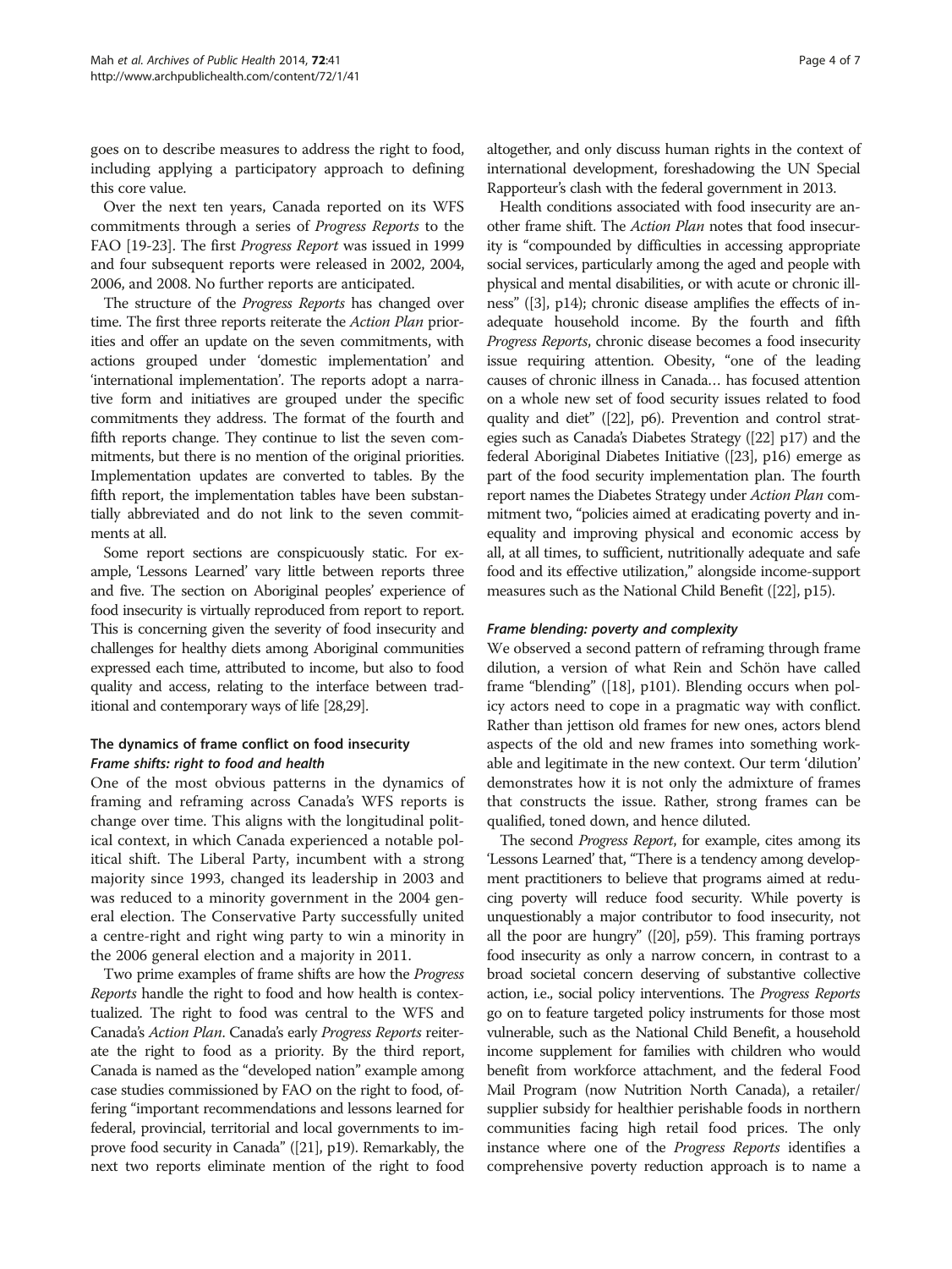goes on to describe measures to address the right to food, including applying a participatory approach to defining this core value.

Over the next ten years, Canada reported on its WFS commitments through a series of *Progress Reports* to the FAO [19-23]. The first *Progress Report* was issued in 1999 and four subsequent reports were released in 2002, 2004, 2006, and 2008. No further reports are anticipated.

The structure of the *Progress Reports* has changed over time. The first three reports reiterate the *Action Plan* priorities and offer an update on the seven commitments, with actions grouped under 'domestic implementation' and 'international implementation'. The reports adopt a narrative form and initiatives are grouped under the specific commitments they address. The format of the fourth and fifth reports change. They continue to list the seven commitments, but there is no mention of the original priorities. Implementation updates are converted to tables. By the fifth report, the implementation tables have been substantially abbreviated and do not link to the seven commitments at all.

Some report sections are conspicuously static. For example, 'Lessons Learned' vary little between reports three and five. The section on Aboriginal peoples' experience of food insecurity is virtually reproduced from report to report. This is concerning given the severity of food insecurity and challenges for healthy diets among Aboriginal communities expressed each time, attributed to income, but also to food quality and access, relating to the interface between traditional and contemporary ways of life [28,29].

### The dynamics of frame conflict on food insecurity

#### *Frame shifts: right to food and health*

One of the most obvious patterns in the dynamics of framing and reframing across Canada's WFS reports is change over time. This aligns with the longitudinal political context, in which Canada experienced a notable political shift. The Liberal Party, incumbent with a strong majority since 1993, changed its leadership in 2003 and was reduced to a minority government in the 2004 general election. The Conservative Party successfully united a centre-right and right wing party to win a minority in the 2006 general election and a majority in 2011.

Two prime examples of frame shifts are how the *Progress Reports* handle the right to food and how health is contextualized. The right to food was central to the WFS and Canada's *Action Plan*. Canada's early *Progress Reports* reiterate the right to food as a priority. By the third report, Canada is named as the "developed nation" example among case studies commissioned by FAO on the right to food, offering "important recommendations and lessons learned for federal, provincial, territorial and local governments to improve food security in Canada" ([21], p19). Remarkably, the next two reports eliminate mention of the right to food altogether, and only discuss human rights in the context of international development, foreshadowing the UN Special Rapporteur's clash with the federal government in 2013.

Health conditions associated with food insecurity are another frame shift. The *Action Plan* notes that food insecurity is "compounded by difficulties in accessing appropriate social services, particularly among the aged and people with physical and mental disabilities, or with acute or chronic illness" ([3], p14); chronic disease amplifies the effects of inadequate household income. By the fourth and fifth *Progress Reports*, chronic disease becomes a food insecurity issue requiring attention. Obesity, "one of the leading causes of chronic illness in Canada… has focused attention on a whole new set of food security issues related to food quality and diet" ([22], p6). Prevention and control strategies such as Canada's Diabetes Strategy ([22] p17) and the federal Aboriginal Diabetes Initiative ([23], p16) emerge as part of the food security implementation plan. The fourth report names the Diabetes Strategy under *Action Plan* commitment two, "policies aimed at eradicating poverty and inequality and improving physical and economic access by all, at all times, to sufficient, nutritionally adequate and safe food and its effective utilization," alongside income-support measures such as the National Child Benefit ([22], p15).

#### *Frame blending: poverty and complexity*

We observed a second pattern of reframing through frame dilution, a version of what Rein and Schön have called frame "blending" ([18], p101). Blending occurs when policy actors need to cope in a pragmatic way with conflict. Rather than jettison old frames for new ones, actors blend aspects of the old and new frames into something workable and legitimate in the new context. Our term 'dilution' demonstrates how it is not only the admixture of frames that constructs the issue. Rather, strong frames can be qualified, toned down, and hence diluted.

The second *Progress Report*, for example, cites among its 'Lessons Learned' that, "There is a tendency among development practitioners to believe that programs aimed at reducing poverty will reduce food security. While poverty is unquestionably a major contributor to food insecurity, not all the poor are hungry" ([20], p59). This framing portrays food insecurity as only a narrow concern, in contrast to a broad societal concern deserving of substantive collective action, i.e., social policy interventions. The *Progress Reports* go on to feature targeted policy instruments for those most vulnerable, such as the National Child Benefit, a household income supplement for families with children who would benefit from workforce attachment, and the federal Food Mail Program (now Nutrition North Canada), a retailer/supplier subsidy for healthier perishable foods in northern communities facing high retail food prices. The only instance where one of the *Progress Reports* identifies a comprehensive poverty reduction approach is to name a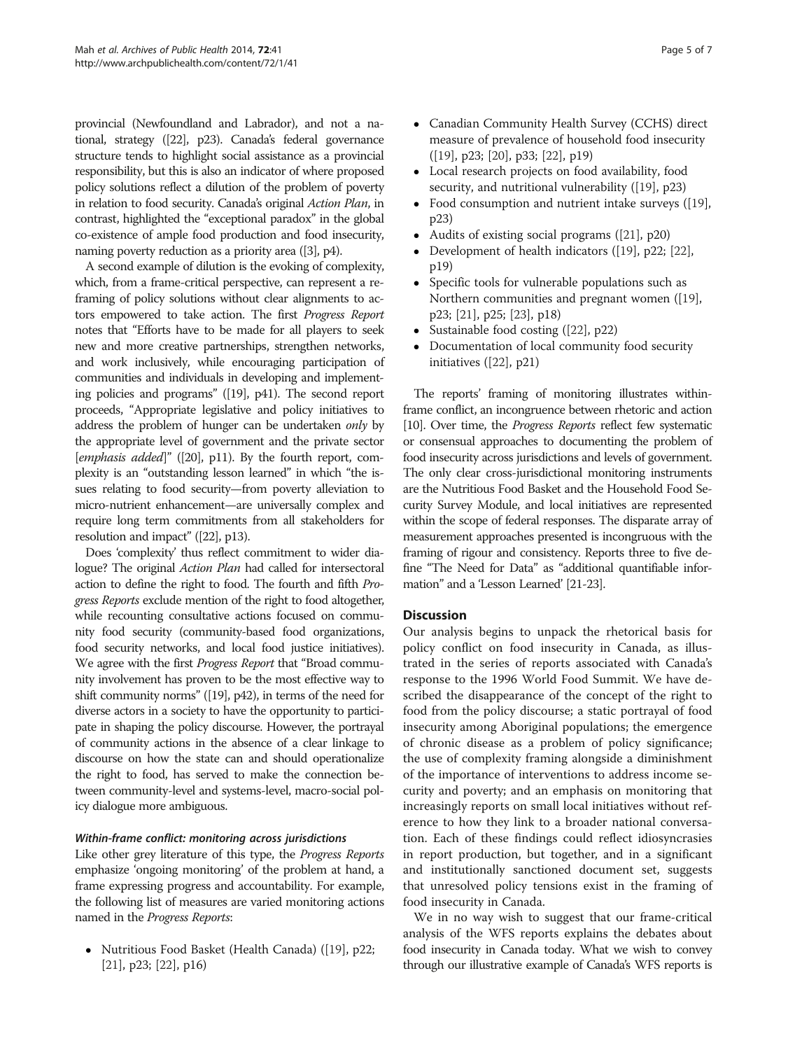provincial (Newfoundland and Labrador), and not a national, strategy ([22], p23). Canada's federal governance structure tends to highlight social assistance as a provincial responsibility, but this is also an indicator of where proposed policy solutions reflect a dilution of the problem of poverty in relation to food security. Canada's original *Action Plan*, in contrast, highlighted the "exceptional paradox" in the global co-existence of ample food production and food insecurity, naming poverty reduction as a priority area ([3], p4).

A second example of dilution is the evoking of complexity, which, from a frame-critical perspective, can represent a reframing of policy solutions without clear alignments to actors empowered to take action. The first *Progress Report* notes that "Efforts have to be made for all players to seek new and more creative partnerships, strengthen networks, and work inclusively, while encouraging participation of communities and individuals in developing and implementing policies and programs" ([19], p41). The second report proceeds, "Appropriate legislative and policy initiatives to address the problem of hunger can be undertaken *only* by the appropriate level of government and the private sector [*emphasis added*]" ([20], p11). By the fourth report, complexity is an "outstanding lesson learned" in which "the issues relating to food security—from poverty alleviation to micro-nutrient enhancement—are universally complex and require long term commitments from all stakeholders for resolution and impact" ([22], p13).

Does 'complexity' thus reflect commitment to wider dialogue? The original *Action Plan* had called for intersectoral action to define the right to food. The fourth and fifth *Progress Reports* exclude mention of the right to food altogether, while recounting consultative actions focused on community food security (community-based food organizations, food security networks, and local food justice initiatives). We agree with the first *Progress Report* that "Broad community involvement has proven to be the most effective way to shift community norms" ([19], p42), in terms of the need for diverse actors in a society to have the opportunity to participate in shaping the policy discourse. However, the portrayal of community actions in the absence of a clear linkage to discourse on how the state can and should operationalize the right to food, has served to make the connection between community-level and systems-level, macro-social policy dialogue more ambiguous.

#### *Within-frame conflict: monitoring across jurisdictions*

Like other grey literature of this type, the *Progress Reports* emphasize 'ongoing monitoring' of the problem at hand, a frame expressing progress and accountability. For example, the following list of measures are varied monitoring actions named in the *Progress Reports*:

- Nutritious Food Basket (Health Canada) ([19], p22; [21], p23; [22], p16)
- Canadian Community Health Survey (CCHS) direct measure of prevalence of household food insecurity ([19], p23; [20], p33; [22], p19)
- Local research projects on food availability, food security, and nutritional vulnerability ([19], p23)
- Food consumption and nutrient intake surveys ([19], p23)
- Audits of existing social programs ([21], p20)
- Development of health indicators ([19], p22; [22], p19)
- Specific tools for vulnerable populations such as Northern communities and pregnant women ([19], p23; [21], p25; [23], p18)
- Sustainable food costing ([22], p22)
- Documentation of local community food security initiatives ([22], p21)

The reports' framing of monitoring illustrates within-frame conflict, an incongruence between rhetoric and action [10]. Over time, the *Progress Reports* reflect few systematic or consensual approaches to documenting the problem of food insecurity across jurisdictions and levels of government. The only clear cross-jurisdictional monitoring instruments are the Nutritious Food Basket and the Household Food Security Survey Module, and local initiatives are represented within the scope of federal responses. The disparate array of measurement approaches presented is incongruous with the framing of rigour and consistency. Reports three to five define "The Need for Data" as "additional quantifiable information" and a 'Lesson Learned' [21-23].

## Discussion

Our analysis begins to unpack the rhetorical basis for policy conflict on food insecurity in Canada, as illustrated in the series of reports associated with Canada's response to the 1996 World Food Summit. We have described the disappearance of the concept of the right to food from the policy discourse; a static portrayal of food insecurity among Aboriginal populations; the emergence of chronic disease as a problem of policy significance; the use of complexity framing alongside a diminishment of the importance of interventions to address income security and poverty; and an emphasis on monitoring that increasingly reports on small local initiatives without reference to how they link to a broader national conversation. Each of these findings could reflect idiosyncrasies in report production, but together, and in a significant and institutionally sanctioned document set, suggests that unresolved policy tensions exist in the framing of food insecurity in Canada.

We in no way wish to suggest that our frame-critical analysis of the WFS reports explains the debates about food insecurity in Canada today. What we wish to convey through our illustrative example of Canada's WFS reports is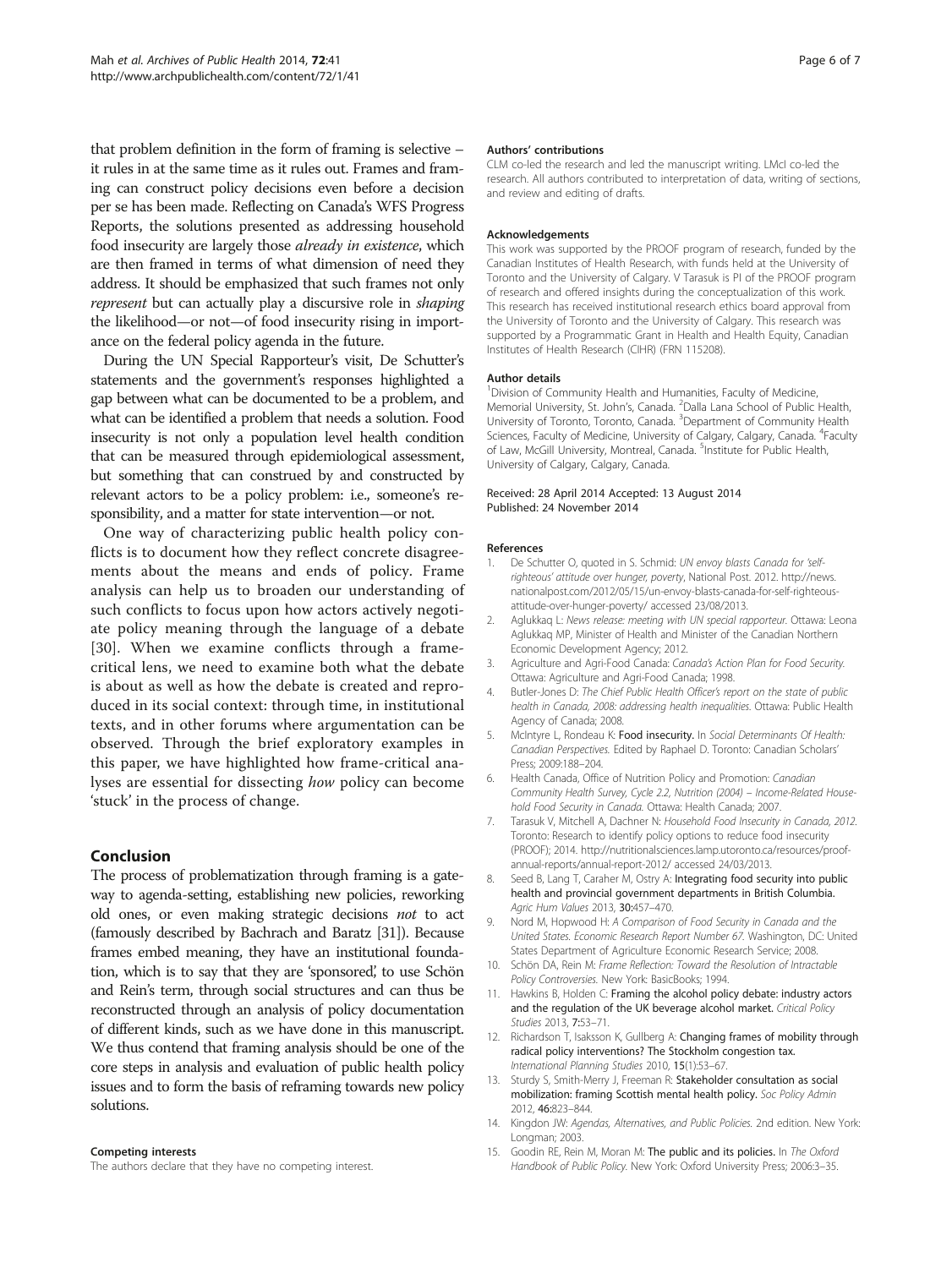that problem definition in the form of framing is selective – it rules in at the same time as it rules out. Frames and framing can construct policy decisions even before a decision per se has been made. Reflecting on Canada's WFS Progress Reports, the solutions presented as addressing household food insecurity are largely those *already in existence*, which are then framed in terms of what dimension of need they address. It should be emphasized that such frames not only *represent* but can actually play a discursive role in *shaping* the likelihood—or not—of food insecurity rising in importance on the federal policy agenda in the future.

During the UN Special Rapporteur's visit, De Schutter's statements and the government's responses highlighted a gap between what can be documented to be a problem, and what can be identified a problem that needs a solution. Food insecurity is not only a population level health condition that can be measured through epidemiological assessment, but something that can construed by and constructed by relevant actors to be a policy problem: i.e., someone's responsibility, and a matter for state intervention—or not.

One way of characterizing public health policy conflicts is to document how they reflect concrete disagreements about the means and ends of policy. Frame analysis can help us to broaden our understanding of such conflicts to focus upon how actors actively negotiate policy meaning through the language of a debate [30]. When we examine conflicts through a frame-critical lens, we need to examine both what the debate is about as well as how the debate is created and reproduced in its social context: through time, in institutional texts, and in other forums where argumentation can be observed. Through the brief exploratory examples in this paper, we have highlighted how frame-critical analyses are essential for dissecting *how* policy can become 'stuck' in the process of change.

## Conclusion

The process of problematization through framing is a gateway to agenda-setting, establishing new policies, reworking old ones, or even making strategic decisions *not* to act (famously described by Bachrach and Baratz [31]). Because frames embed meaning, they have an institutional foundation, which is to say that they are 'sponsored,' to use Schön and Rein's term, through social structures and can thus be reconstructed through an analysis of policy documentation of different kinds, such as we have done in this manuscript. We thus contend that framing analysis should be one of the core steps in analysis and evaluation of public health policy issues and to form the basis of reframing towards new policy solutions.

#### Competing interests

The authors declare that they have no competing interest.

#### Authors' contributions

CLM co-led the research and led the manuscript writing. LMcI co-led the research. All authors contributed to interpretation of data, writing of sections, and review and editing of drafts.

#### Acknowledgements

This work was supported by the PROOF program of research, funded by the Canadian Institutes of Health Research, with funds held at the University of Toronto and the University of Calgary. V Tarasuk is PI of the PROOF program of research and offered insights during the conceptualization of this work. This research has received institutional research ethics board approval from the University of Toronto and the University of Calgary. This research was supported by a Programmatic Grant in Health and Health Equity, Canadian Institutes of Health Research (CIHR) (FRN 115208).

#### Author details

[1]Division of Community Health and Humanities, Faculty of Medicine, Memorial University, St. John's, Canada. [2]Dalla Lana School of Public Health, University of Toronto, Toronto, Canada. [3]Department of Community Health Sciences, Faculty of Medicine, University of Calgary, Calgary, Canada. [4]Faculty of Law, McGill University, Montreal, Canada. [5]Institute for Public Health, University of Calgary, Calgary, Canada.

Received: 28 April 2014 Accepted: 13 August 2014
Published: 24 November 2014

#### References

1. De Schutter O, quoted in S. Schmid: *UN envoy blasts Canada for 'self-righteous' attitude over hunger, poverty*, National Post. 2012. http://news.nationalpost.com/2012/05/15/un-envoy-blasts-canada-for-self-righteous-attitude-over-hunger-poverty/ accessed 23/08/2013.
2. Aglukkaq L: *News release: meeting with UN special rapporteur*. Ottawa: Leona Aglukkaq MP, Minister of Health and Minister of the Canadian Northern Economic Development Agency; 2012.
3. Agriculture and Agri-Food Canada: *Canada's Action Plan for Food Security*. Ottawa: Agriculture and Agri-Food Canada; 1998.
4. Butler-Jones D: *The Chief Public Health Officer's report on the state of public health in Canada, 2008: addressing health inequalities*. Ottawa: Public Health Agency of Canada; 2008.
5. McIntyre L, Rondeau K: **Food insecurity.** In *Social Determinants Of Health: Canadian Perspectives*. Edited by Raphael D. Toronto: Canadian Scholars' Press; 2009:188–204.
6. Health Canada, Office of Nutrition Policy and Promotion: *Canadian Community Health Survey, Cycle 2.2, Nutrition (2004) – Income-Related Household Food Security in Canada*. Ottawa: Health Canada; 2007.
7. Tarasuk V, Mitchell A, Dachner N: *Household Food Insecurity in Canada, 2012*. Toronto: Research to identify policy options to reduce food insecurity (PROOF); 2014. http://nutritionalsciences.lamp.utoronto.ca/resources/proof-annual-reports/annual-report-2012/ accessed 24/03/2013.
8. Seed B, Lang T, Caraher M, Ostry A: **Integrating food security into public health and provincial government departments in British Columbia.** *Agric Hum Values* 2013, **30:**457–470.
9. Nord M, Hopwood H: *A Comparison of Food Security in Canada and the United States. Economic Research Report Number 67*. Washington, DC: United States Department of Agriculture Economic Research Service; 2008.
10. Schön DA, Rein M: *Frame Reflection: Toward the Resolution of Intractable Policy Controversies*. New York: BasicBooks; 1994.
11. Hawkins B, Holden C: **Framing the alcohol policy debate: industry actors and the regulation of the UK beverage alcohol market.** *Critical Policy Studies* 2013, **7:**53–71.
12. Richardson T, Isaksson K, Gullberg A: **Changing frames of mobility through radical policy interventions? The Stockholm congestion tax.** *International Planning Studies* 2010, **15**(1):53–67.
13. Sturdy S, Smith-Merry J, Freeman R: **Stakeholder consultation as social mobilization: framing Scottish mental health policy.** *Soc Policy Admin* 2012, **46:**823–844.
14. Kingdon JW: *Agendas, Alternatives, and Public Policies*. 2nd edition. New York: Longman; 2003.
15. Goodin RE, Rein M, Moran M: **The public and its policies.** In *The Oxford Handbook of Public Policy*. New York: Oxford University Press; 2006:3–35.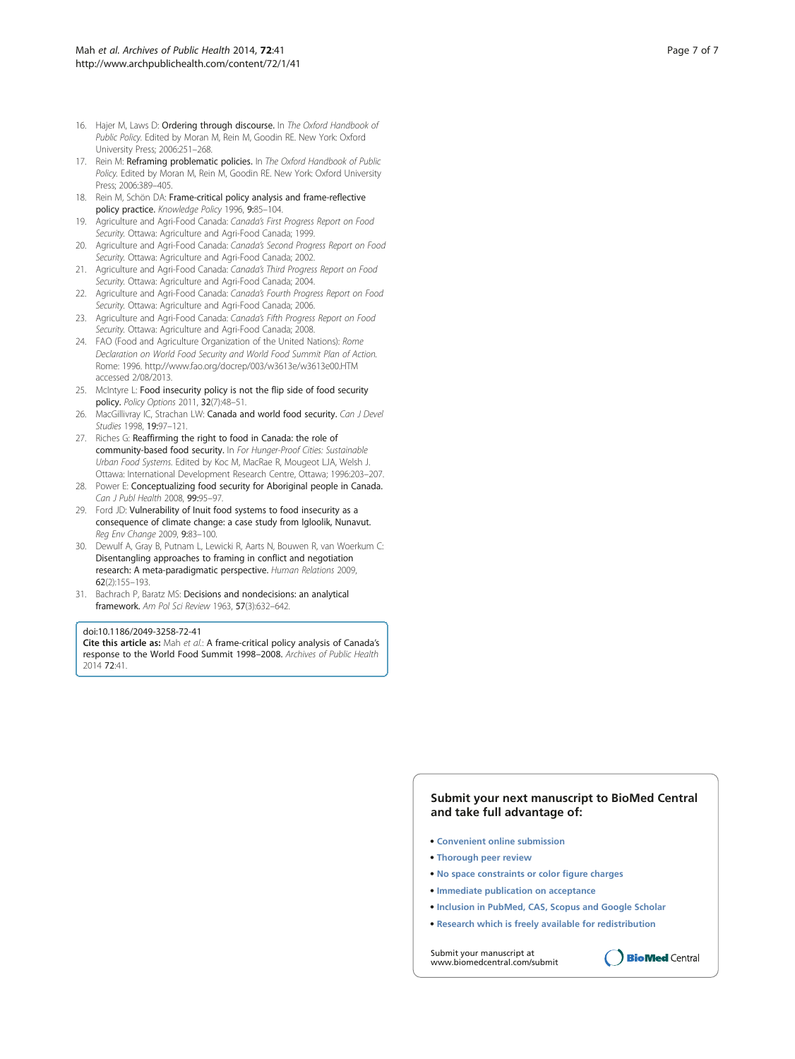16. Hajer M, Laws D: **Ordering through discourse.** In *The Oxford Handbook of Public Policy.* Edited by Moran M, Rein M, Goodin RE. New York: Oxford University Press; 2006:251–268.
17. Rein M: **Reframing problematic policies.** In *The Oxford Handbook of Public Policy.* Edited by Moran M, Rein M, Goodin RE. New York: Oxford University Press; 2006:389–405.
18. Rein M, Schön DA: **Frame-critical policy analysis and frame-reflective policy practice.** *Knowledge Policy* 1996, **9:**85–104.
19. Agriculture and Agri-Food Canada: *Canada's First Progress Report on Food Security.* Ottawa: Agriculture and Agri-Food Canada; 1999.
20. Agriculture and Agri-Food Canada: *Canada's Second Progress Report on Food Security.* Ottawa: Agriculture and Agri-Food Canada; 2002.
21. Agriculture and Agri-Food Canada: *Canada's Third Progress Report on Food Security.* Ottawa: Agriculture and Agri-Food Canada; 2004.
22. Agriculture and Agri-Food Canada: *Canada's Fourth Progress Report on Food Security.* Ottawa: Agriculture and Agri-Food Canada; 2006.
23. Agriculture and Agri-Food Canada: *Canada's Fifth Progress Report on Food Security.* Ottawa: Agriculture and Agri-Food Canada; 2008.
24. FAO (Food and Agriculture Organization of the United Nations): *Rome Declaration on World Food Security and World Food Summit Plan of Action.* Rome: 1996. http://www.fao.org/docrep/003/w3613e/w3613e00.HTM accessed 2/08/2013.
25. McIntyre L: **Food insecurity policy is not the flip side of food security policy.** *Policy Options* 2011, **32**(7):48–51.
26. MacGillivray IC, Strachan LW: **Canada and world food security.** *Can J Devel Studies* 1998, **19:**97–121.
27. Riches G: **Reaffirming the right to food in Canada: the role of community-based food security.** In *For Hunger-Proof Cities: Sustainable Urban Food Systems.* Edited by Koc M, MacRae R, Mougeot LJA, Welsh J. Ottawa: International Development Research Centre, Ottawa; 1996:203–207.
28. Power E: **Conceptualizing food security for Aboriginal people in Canada.** *Can J Publ Health* 2008, **99:**95–97.
29. Ford JD: **Vulnerability of Inuit food systems to food insecurity as a consequence of climate change: a case study from Igloolik, Nunavut.** *Reg Env Change* 2009, **9:**83–100.
30. Dewulf A, Gray B, Putnam L, Lewicki R, Aarts N, Bouwen R, van Woerkum C: **Disentangling approaches to framing in conflict and negotiation research: A meta-paradigmatic perspective.** *Human Relations* 2009, **62**(2):155–193.
31. Bachrach P, Baratz MS: **Decisions and nondecisions: an analytical framework.** *Am Pol Sci Review* 1963, **57**(3):632–642.

doi:10.1186/2049-3258-72-41
**Cite this article as:** Mah *et al.*: A frame-critical policy analysis of Canada's response to the World Food Summit 1998–2008. *Archives of Public Health* 2014 **72**:41.

**Submit your next manuscript to BioMed Central and take full advantage of:**

- Convenient online submission
- Thorough peer review
- No space constraints or color figure charges
- Immediate publication on acceptance
- Inclusion in PubMed, CAS, Scopus and Google Scholar
- Research which is freely available for redistribution

Submit your manuscript at
www.biomedcentral.com/submit

BioMed Central